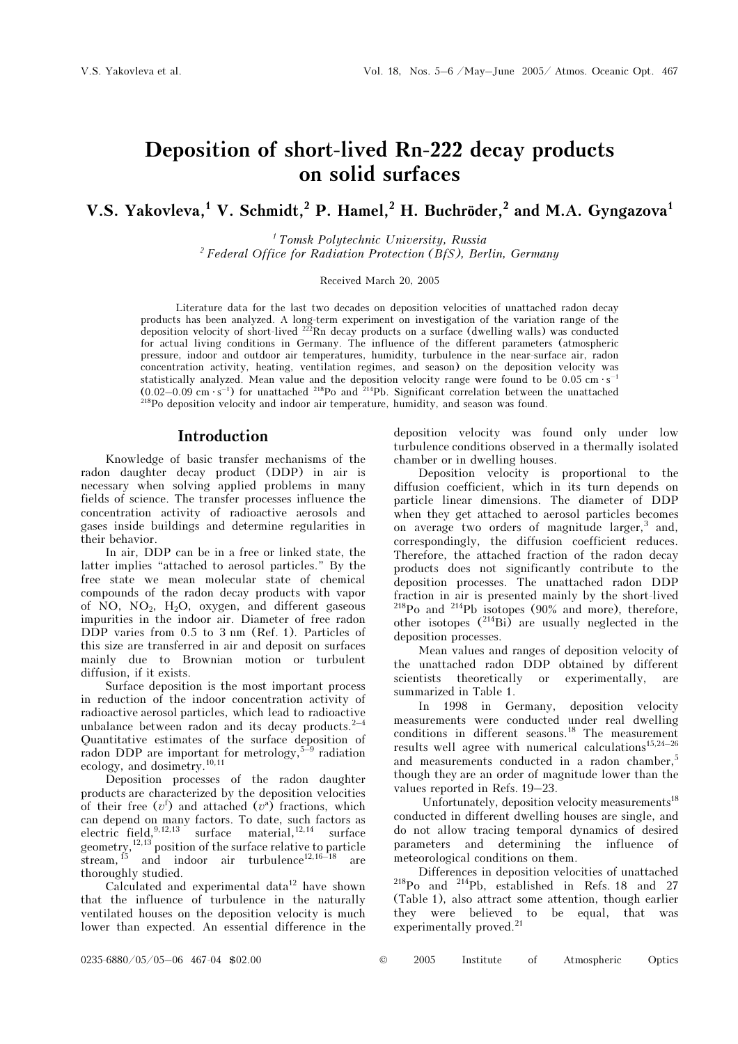# Deposition of short-lived Rn-222 decay products on solid surfaces

**V.S. Yakovleva,[1] V. Schmidt,[2] P. Hamel,[2] H. Buchröder,[2] and M.A. Gyngazova[1]**

*[1] Tomsk Polytechnic University, Russia*
*[2] Federal Office for Radiation Protection (BfS), Berlin, Germany*

Received March 20, 2005

Literature data for the last two decades on deposition velocities of unattached radon decay products has been analyzed. A long-term experiment on investigation of the variation range of the deposition velocity of short-lived $^{222}$Rn decay products on a surface (dwelling walls) was conducted for actual living conditions in Germany. The influence of the different parameters (atmospheric pressure, indoor and outdoor air temperatures, humidity, turbulence in the near-surface air, radon concentration activity, heating, ventilation regimes, and season) on the deposition velocity was statistically analyzed. Mean value and the deposition velocity range were found to be 0.05 cm·s$^{-1}$ (0.02–0.09 cm·s$^{-1}$) for unattached $^{218}$Po and $^{214}$Pb. Significant correlation between the unattached $^{218}$Po deposition velocity and indoor air temperature, humidity, and season was found.

## Introduction

Knowledge of basic transfer mechanisms of the radon daughter decay product (DDP) in air is necessary when solving applied problems in many fields of science. The transfer processes influence the concentration activity of radioactive aerosols and gases inside buildings and determine regularities in their behavior.

In air, DDP can be in a free or linked state, the latter implies "attached to aerosol particles." By the free state we mean molecular state of chemical compounds of the radon decay products with vapor of NO, $NO_2$, $H_2O$, oxygen, and different gaseous impurities in the indoor air. Diameter of free radon DDP varies from 0.5 to 3 nm (Ref. 1). Particles of this size are transferred in air and deposit on surfaces mainly due to Brownian motion or turbulent diffusion, if it exists.

Surface deposition is the most important process in reduction of the indoor concentration activity of radioactive aerosol particles, which lead to radioactive unbalance between radon and its decay products.[2–4] Quantitative estimates of the surface deposition of radon DDP are important for metrology,[5–9] radiation ecology, and dosimetry.[10,11]

Deposition processes of the radon daughter products are characterized by the deposition velocities of their free ($v^f$) and attached ($v^a$) fractions, which can depend on many factors. To date, such factors as electric field,[9,12,13] surface material,[12,14] surface geometry,[12,13] position of the surface relative to particle stream,[15] and indoor air turbulence[12,16–18] are thoroughly studied.

Calculated and experimental data[12] have shown that the influence of turbulence in the naturally ventilated houses on the deposition velocity is much lower than expected. An essential difference in the deposition velocity was found only under low turbulence conditions observed in a thermally isolated chamber or in dwelling houses.

Deposition velocity is proportional to the diffusion coefficient, which in its turn depends on particle linear dimensions. The diameter of DDP when they get attached to aerosol particles becomes on average two orders of magnitude larger,[3] and, correspondingly, the diffusion coefficient reduces. Therefore, the attached fraction of the radon decay products does not significantly contribute to the deposition processes. The unattached radon DDP fraction in air is presented mainly by the short-lived $^{218}$Po and $^{214}$Pb isotopes (90% and more), therefore, other isotopes ($^{214}$Bi) are usually neglected in the deposition processes.

Mean values and ranges of deposition velocity of the unattached radon DDP obtained by different scientists theoretically or experimentally, are summarized in Table 1.

In 1998 in Germany, deposition velocity measurements were conducted under real dwelling conditions in different seasons.[18] The measurement results well agree with numerical calculations[15,24–26] and measurements conducted in a radon chamber,[5] though they are an order of magnitude lower than the values reported in Refs. 19–23.

Unfortunately, deposition velocity measurements[18] conducted in different dwelling houses are single, and do not allow tracing temporal dynamics of desired parameters and determining the influence of meteorological conditions on them.

Differences in deposition velocities of unattached $^{218}$Po and $^{214}$Pb, established in Refs. 18 and 27 (Table 1), also attract some attention, though earlier they were believed to be equal, that was experimentally proved.[21]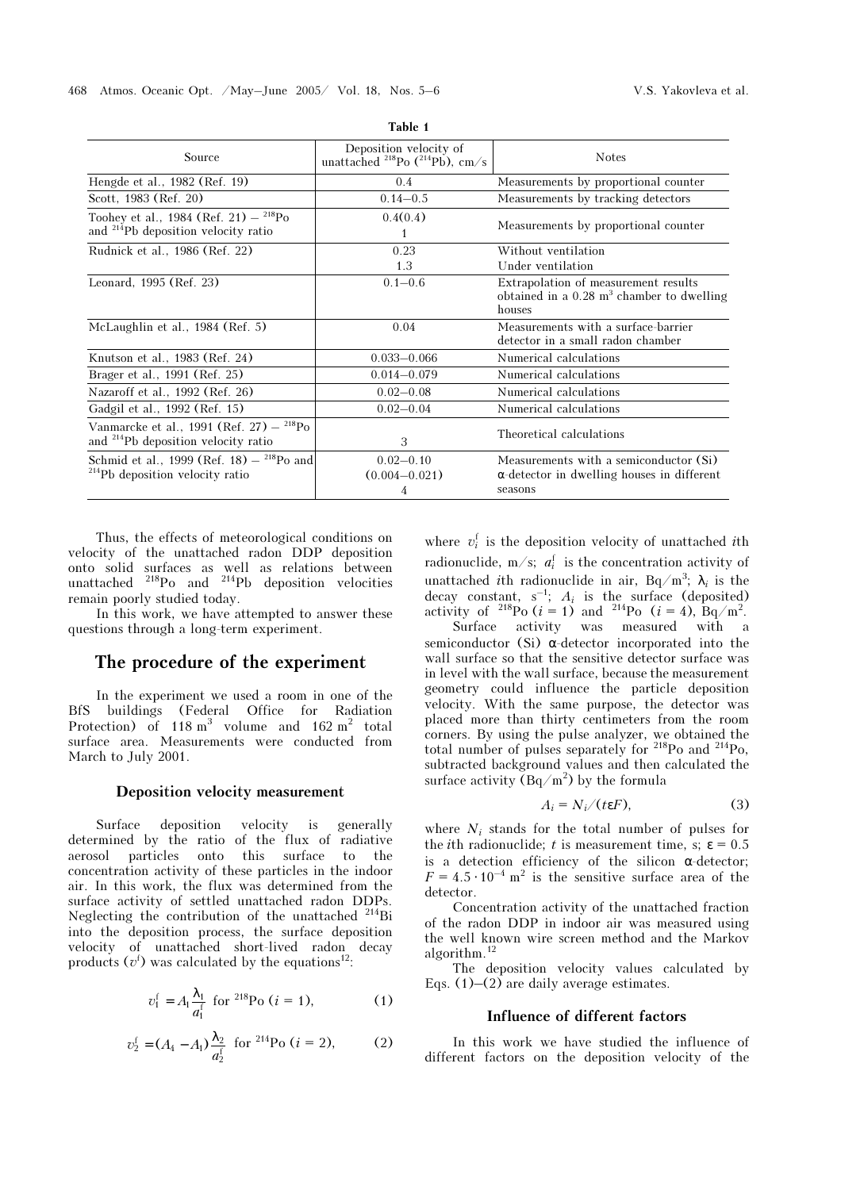**Table 1**

| Source | Deposition velocity of unattached $^{218}$Po ($^{214}$Pb), cm/s | Notes |
|---|---|---|
| Hengde et al., 1982 (Ref. 19) | 0.4 | Measurements by proportional counter |
| Scott, 1983 (Ref. 20) | 0.14–0.5 | Measurements by tracking detectors |
| Toohey et al., 1984 (Ref. 21) – $^{218}$Po and $^{214}$Pb deposition velocity ratio | 0.4(0.4)<br>1 | Measurements by proportional counter |
| Rudnick et al., 1986 (Ref. 22) | 0.23<br>1.3 | Without ventilation<br>Under ventilation |
| Leonard, 1995 (Ref. 23) | 0.1–0.6 | Extrapolation of measurement results obtained in a 0.28 m$^3$ chamber to dwelling houses |
| McLaughlin et al., 1984 (Ref. 5) | 0.04 | Measurements with a surface-barrier detector in a small radon chamber |
| Knutson et al., 1983 (Ref. 24) | 0.033–0.066 | Numerical calculations |
| Brager et al., 1991 (Ref. 25) | 0.014–0.079 | Numerical calculations |
| Nazaroff et al., 1992 (Ref. 26) | 0.02–0.08 | Numerical calculations |
| Gadgil et al., 1992 (Ref. 15) | 0.02–0.04 | Numerical calculations |
| Vanmarcke et al., 1991 (Ref. 27) – $^{218}$Po and $^{214}$Pb deposition velocity ratio | 3 | Theoretical calculations |
| Schmid et al., 1999 (Ref. 18) – $^{218}$Po and $^{214}$Pb deposition velocity ratio | 0.02–0.10<br>(0.004–0.021)<br>4 | Measurements with a semiconductor (Si) α-detector in dwelling houses in different seasons |

Thus, the effects of meteorological conditions on velocity of the unattached radon DDP deposition onto solid surfaces as well as relations between unattached $^{218}$Po and $^{214}$Pb deposition velocities remain poorly studied today.

In this work, we have attempted to answer these questions through a long-term experiment.

## The procedure of the experiment

In the experiment we used a room in one of the BfS buildings (Federal Office for Radiation Protection) of 118 m$^3$ volume and 162 m$^2$ total surface area. Measurements were conducted from March to July 2001.

### Deposition velocity measurement

Surface deposition velocity is generally determined by the ratio of the flux of radiative aerosol particles onto this surface to the concentration activity of these particles in the indoor air. In this work, the flux was determined from the surface activity of settled unattached radon DDPs. Neglecting the contribution of the unattached $^{214}$Bi into the deposition process, the surface deposition velocity of unattached short-lived radon decay products ($v^{\rm f}$) was calculated by the equations[12]:

$$v_1^{\rm f} = A_1 \frac{\lambda_1}{a_1^{\rm f}} \text{ for } ^{218}\text{Po } (i = 1), \tag{1}$$

$$v_2^{\rm f} = (A_4 - A_1) \frac{\lambda_2}{a_2^{\rm f}} \text{ for } ^{214}\text{Po } (i = 2), \tag{2}$$

where $v_i^{\rm f}$ is the deposition velocity of unattached $i$th radionuclide, m/s; $a_i^{\rm f}$ is the concentration activity of unattached $i$th radionuclide in air, Bq/m$^3$; $\lambda_i$ is the decay constant, s$^{-1}$; $A_i$ is the surface (deposited) activity of $^{218}$Po ($i = 1$) and $^{214}$Po ($i = 4$), Bq/m$^2$.

Surface activity was measured with a semiconductor (Si) α-detector incorporated into the wall surface so that the sensitive detector surface was in level with the wall surface, because the measurement geometry could influence the particle deposition velocity. With the same purpose, the detector was placed more than thirty centimeters from the room corners. By using the pulse analyzer, we obtained the total number of pulses separately for $^{218}$Po and $^{214}$Po, subtracted background values and then calculated the surface activity (Bq/m$^2$) by the formula

$$A_i = N_i/(t\varepsilon F), \tag{3}$$

where $N_i$ stands for the total number of pulses for the $i$th radionuclide; $t$ is measurement time, s; $\varepsilon = 0.5$ is a detection efficiency of the silicon α-detector; $F = 4.5 \cdot 10^{-4}$ m$^2$ is the sensitive surface area of the detector.

Concentration activity of the unattached fraction of the radon DDP in indoor air was measured using the well known wire screen method and the Markov algorithm.[12]

The deposition velocity values calculated by Eqs. (1)–(2) are daily average estimates.

### Influence of different factors

In this work we have studied the influence of different factors on the deposition velocity of the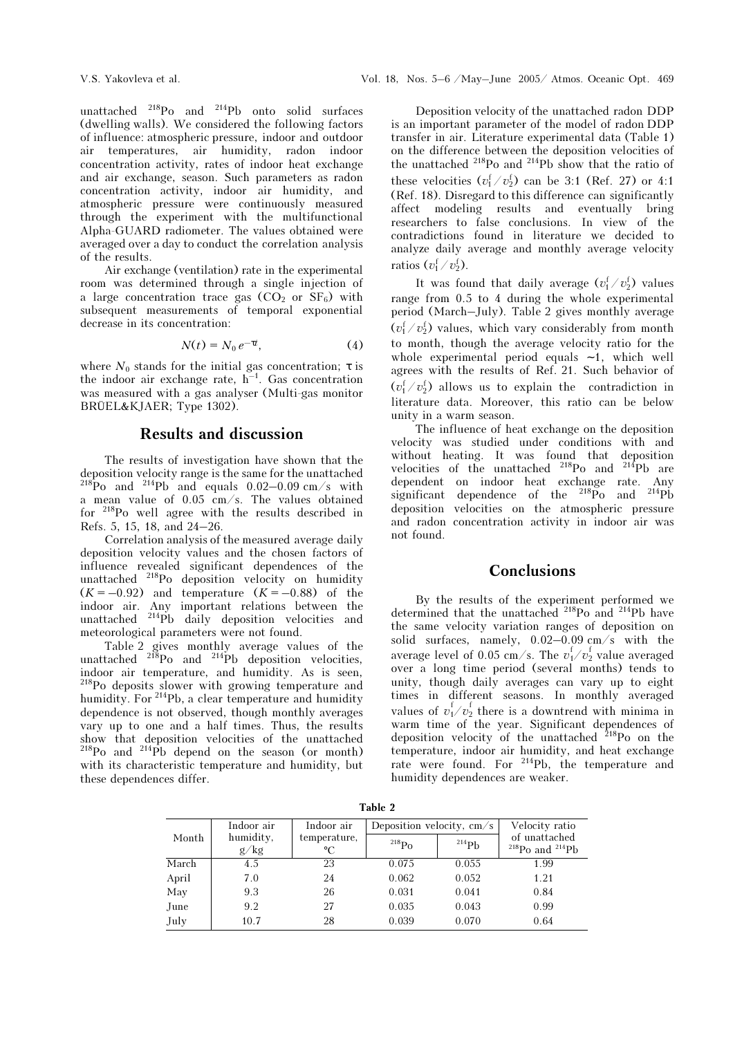unattached $^{218}Po$ and $^{214}Pb$ onto solid surfaces (dwelling walls). We considered the following factors of influence: atmospheric pressure, indoor and outdoor air temperatures, air humidity, radon indoor concentration activity, rates of indoor heat exchange and air exchange, season. Such parameters as radon concentration activity, indoor air humidity, and atmospheric pressure were continuously measured through the experiment with the multifunctional Alpha-GUARD radiometer. The values obtained were averaged over a day to conduct the correlation analysis of the results.

Air exchange (ventilation) rate in the experimental room was determined through a single injection of a large concentration trace gas ($CO_2$ or $SF_6$) with subsequent measurements of temporal exponential decrease in its concentration:

$$N(t) = N_0 e^{-\tau t}, \tag{4}$$

where $N_0$ stands for the initial gas concentration; $\tau$ is the indoor air exchange rate, $h^{-1}$. Gas concentration was measured with a gas analyser (Multi-gas monitor BRÜEL&KJAER; Type 1302).

## Results and discussion

The results of investigation have shown that the deposition velocity range is the same for the unattached $^{218}Po$ and $^{214}Pb$ and equals 0.02–0.09 cm/s with a mean value of 0.05 cm/s. The values obtained for $^{218}Po$ well agree with the results described in Refs. 5, 15, 18, and 24–26.

Correlation analysis of the measured average daily deposition velocity values and the chosen factors of influence revealed significant dependences of the unattached $^{218}Po$ deposition velocity on humidity ($K = -0.92$) and temperature ($K = -0.88$) of the indoor air. Any important relations between the unattached $^{214}Pb$ daily deposition velocities and meteorological parameters were not found.

Table 2 gives monthly average values of the unattached $^{218}Po$ and $^{214}Pb$ deposition velocities, indoor air temperature, and humidity. As is seen, $^{218}Po$ deposits slower with growing temperature and humidity. For $^{214}Pb$, a clear temperature and humidity dependence is not observed, though monthly averages vary up to one and a half times. Thus, the results show that deposition velocities of the unattached $^{218}Po$ and $^{214}Pb$ depend on the season (or month) with its characteristic temperature and humidity, but these dependences differ.

Deposition velocity of the unattached radon DDP is an important parameter of the model of radon DDP transfer in air. Literature experimental data (Table 1) on the difference between the deposition velocities of the unattached $^{218}Po$ and $^{214}Pb$ show that the ratio of these velocities ($v_1^f/v_2^f$) can be 3:1 (Ref. 27) or 4:1 (Ref. 18). Disregard to this difference can significantly affect modeling results and eventually bring researchers to false conclusions. In view of the contradictions found in literature we decided to analyze daily average and monthly average velocity ratios ($v_1^f/v_2^f$).

It was found that daily average ($v_1^f/v_2^f$) values range from 0.5 to 4 during the whole experimental period (March–July). Table 2 gives monthly average ($v_1^f/v_2^f$) values, which vary considerably from month to month, though the average velocity ratio for the whole experimental period equals ~1, which well agrees with the results of Ref. 21. Such behavior of ($v_1^f/v_2^f$) allows us to explain the contradiction in literature data. Moreover, this ratio can be below unity in a warm season.

The influence of heat exchange on the deposition velocity was studied under conditions with and without heating. It was found that deposition velocities of the unattached $^{218}Po$ and $^{214}Pb$ are dependent on indoor heat exchange rate. Any significant dependence of the $^{218}Po$ and $^{214}Pb$ deposition velocities on the atmospheric pressure and radon concentration activity in indoor air was not found.

## Conclusions

By the results of the experiment performed we determined that the unattached $^{218}Po$ and $^{214}Pb$ have the same velocity variation ranges of deposition on solid surfaces, namely, 0.02–0.09 cm/s with the average level of 0.05 cm/s. The $v_1^f/v_2^f$ value averaged over a long time period (several months) tends to unity, though daily averages can vary up to eight times in different seasons. In monthly averaged values of $v_1^f/v_2^f$ there is a downtrend with minima in warm time of the year. Significant dependences of deposition velocity of the unattached $^{218}Po$ on the temperature, indoor air humidity, and heat exchange rate were found. For $^{214}Pb$, the temperature and humidity dependences are weaker.

**Table 2**

| Month | Indoor air humidity, g/kg | Indoor air temperature, °C | Deposition velocity, cm/s | | Velocity ratio of unattached $^{218}Po$ and $^{214}Pb$ |
|---|---|---|---|---|---|
| | | | $^{218}Po$ | $^{214}Pb$ | |
| March | 4.5 | 23 | 0.075 | 0.055 | 1.99 |
| April | 7.0 | 24 | 0.062 | 0.052 | 1.21 |
| May | 9.3 | 26 | 0.031 | 0.041 | 0.84 |
| June | 9.2 | 27 | 0.035 | 0.043 | 0.99 |
| July | 10.7 | 28 | 0.039 | 0.070 | 0.64 |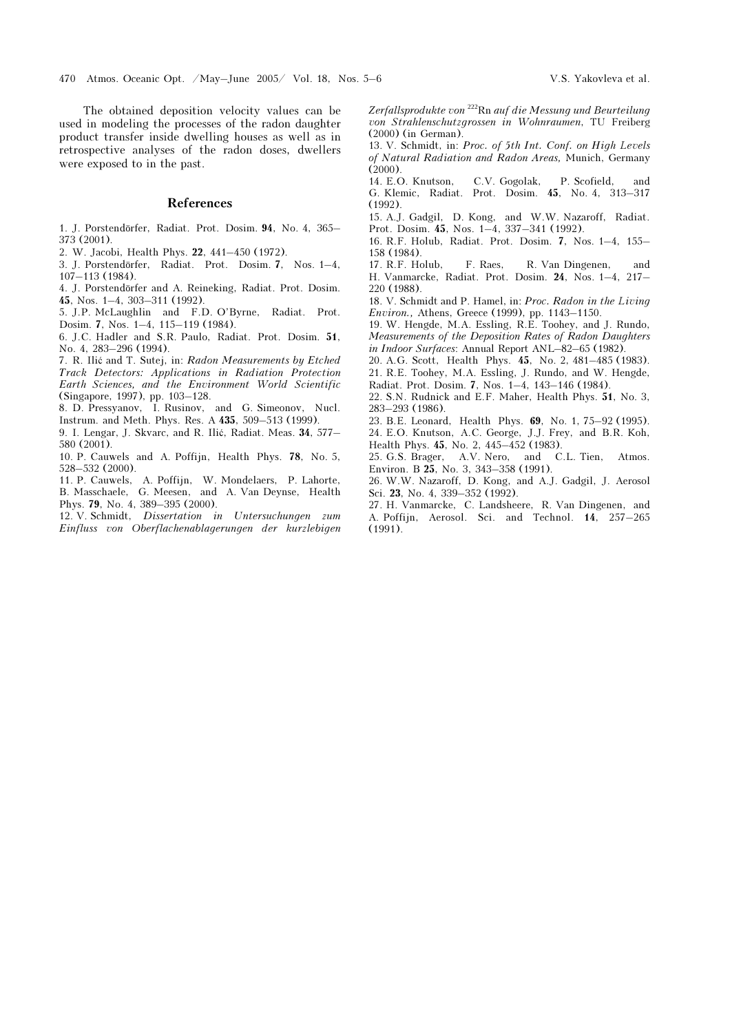The obtained deposition velocity values can be used in modeling the processes of the radon daughter product transfer inside dwelling houses as well as in retrospective analyses of the radon doses, dwellers were exposed to in the past.

## References

1. J. Porstendörfer, Radiat. Prot. Dosim. **94**, No. 4, 365–373 (2001).
2. W. Jacobi, Health Phys. **22**, 441–450 (1972).
3. J. Porstendörfer, Radiat. Prot. Dosim. **7**, Nos. 1–4, 107–113 (1984).
4. J. Porstendörfer and A. Reineking, Radiat. Prot. Dosim. **45**, Nos. 1–4, 303–311 (1992).
5. J.P. McLaughlin and F.D. O'Byrne, Radiat. Prot. Dosim. **7**, Nos. 1–4, 115–119 (1984).
6. J.C. Hadler and S.R. Paulo, Radiat. Prot. Dosim. **51**, No. 4, 283–296 (1994).
7. R. Ilić and T. Sutej, in: *Radon Measurements by Etched Track Detectors: Applications in Radiation Protection Earth Sciences, and the Environment World Scientific* (Singapore, 1997), pp. 103–128.
8. D. Pressyanov, I. Rusinov, and G. Simeonov, Nucl. Instrum. and Meth. Phys. Res. A **435**, 509–513 (1999).
9. I. Lengar, J. Skvarc, and R. Ilić, Radiat. Meas. **34**, 577–580 (2001).
10. P. Cauwels and A. Poffijn, Health Phys. **78**, No. 5, 528–532 (2000).
11. P. Cauwels, A. Poffijn, W. Mondelaers, P. Lahorte, B. Masschaele, G. Meesen, and A. Van Deynse, Health Phys. **79**, No. 4, 389–395 (2000).
12. V. Schmidt, *Dissertation in Untersuchungen zum Einfluss von Oberflachenablagerungen der kurzlebigen Zerfallsprodukte von* $^{222}$Rn *auf die Messung und Beurteilung von Strahlenschutzgrossen in Wohnraumen*, TU Freiberg (2000) (in German).
13. V. Schmidt, in: *Proc. of 5th Int. Conf. on High Levels of Natural Radiation and Radon Areas,* Munich, Germany (2000).
14. E.O. Knutson, C.V. Gogolak, P. Scofield, and G. Klemic, Radiat. Prot. Dosim. **45**, No. 4, 313–317 (1992).
15. A.J. Gadgil, D. Kong, and W.W. Nazaroff, Radiat. Prot. Dosim. **45**, Nos. 1–4, 337–341 (1992).
16. R.F. Holub, Radiat. Prot. Dosim. **7**, Nos. 1–4, 155–158 (1984).
17. R.F. Holub, F. Raes, R. Van Dingenen, and H. Vanmarcke, Radiat. Prot. Dosim. **24**, Nos. 1–4, 217–220 (1988).
18. V. Schmidt and P. Hamel, in: *Proc. Radon in the Living Environ.,* Athens, Greece (1999), pp. 1143–1150.
19. W. Hengde, M.A. Essling, R.E. Toohey, and J. Rundo, *Measurements of the Deposition Rates of Radon Daughters in Indoor Surfaces*: Annual Report ANL–82–65 (1982).
20. A.G. Scott, Health Phys. **45**, No. 2, 481–485 (1983).
21. R.E. Toohey, M.A. Essling, J. Rundo, and W. Hengde, Radiat. Prot. Dosim. **7**, Nos. 1–4, 143–146 (1984).
22. S.N. Rudnick and E.F. Maher, Health Phys. **51**, No. 3, 283–293 (1986).
23. B.E. Leonard, Health Phys. **69**, No. 1, 75–92 (1995).
24. E.O. Knutson, A.C. George, J.J. Frey, and B.R. Koh, Health Phys. **45**, No. 2, 445–452 (1983).
25. G.S. Brager, A.V. Nero, and C.L. Tien, Atmos. Environ. B **25**, No. 3, 343–358 (1991).
26. W.W. Nazaroff, D. Kong, and A.J. Gadgil, J. Aerosol Sci. **23**, No. 4, 339–352 (1992).
27. H. Vanmarcke, C. Landsheere, R. Van Dingenen, and A. Poffijn, Aerosol. Sci. and Technol. **14**, 257–265 (1991).